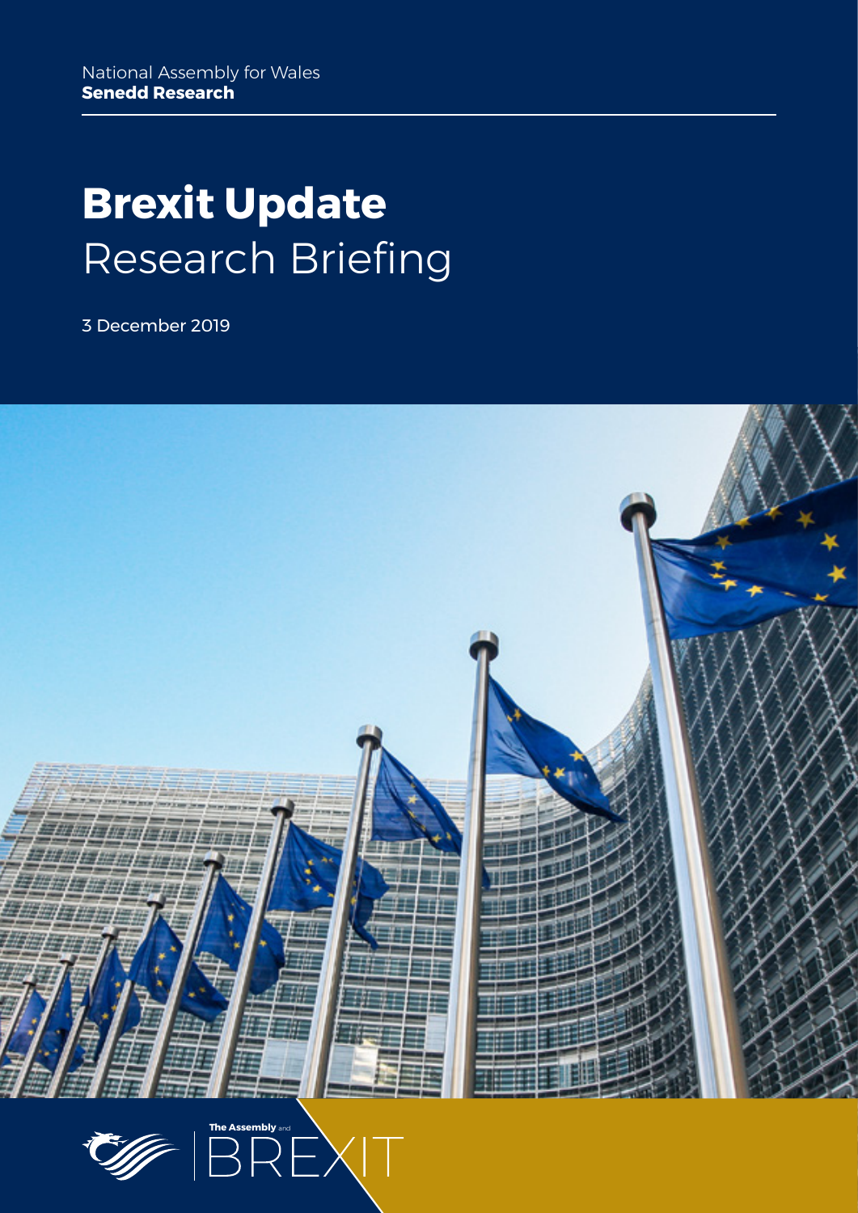National Assembly for Wales
**Senedd Research**

# **Brexit Update** Research Briefing

3 December 2019

The Assembly and BREXIT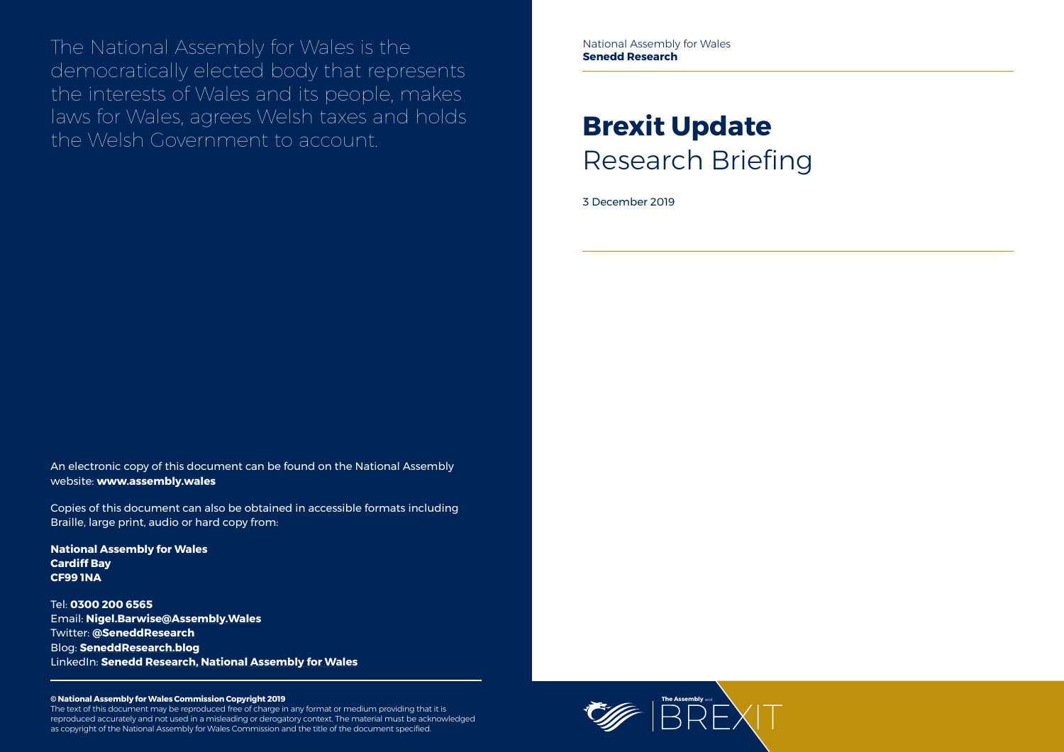The National Assembly for Wales is the democratically elected body that represents the interests of Wales and its people, makes laws for Wales, agrees Welsh taxes and holds the Welsh Government to account.

An electronic copy of this document can be found on the National Assembly website: **www.assembly.wales**

Copies of this document can also be obtained in accessible formats including Braille, large print, audio or hard copy from:

**National Assembly for Wales**
**Cardiff Bay**
**CF99 1NA**

Tel: **0300 200 6565**
Email: **Nigel.Barwise@Assembly.Wales**
Twitter: **@SeneddResearch**
Blog: **SeneddResearch.blog**
LinkedIn: **Senedd Research, National Assembly for Wales**

**© National Assembly for Wales Commission Copyright 2019**
The text of this document may be reproduced free of charge in any format or medium providing that it is reproduced accurately and not used in a misleading or derogatory context. The material must be acknowledged as copyright of the National Assembly for Wales Commission and the title of the document specified.

National Assembly for Wales
**Senedd Research**

# **Brexit Update**
## Research Briefing

3 December 2019

The Assembly and BREXIT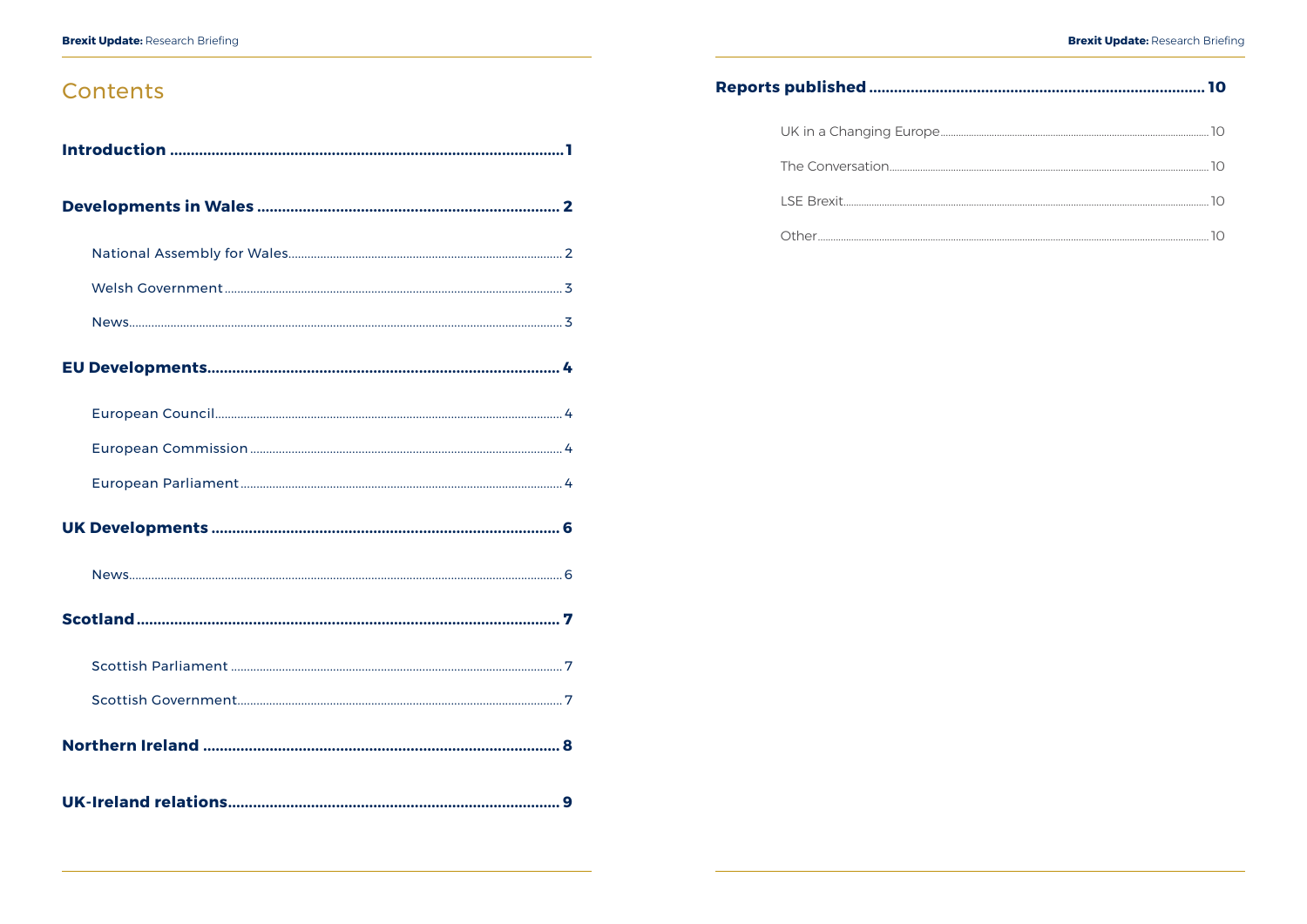# Contents

**Introduction .......... 1**

**Developments in Wales .......... 2**

- National Assembly for Wales .......... 2
- Welsh Government .......... 3
- News .......... 3

**EU Developments .......... 4**

- European Council .......... 4
- European Commission .......... 4
- European Parliament .......... 4

**UK Developments .......... 6**

- News .......... 6

**Scotland .......... 7**

- Scottish Parliament .......... 7
- Scottish Government .......... 7

**Northern Ireland .......... 8**

**UK-Ireland relations .......... 9**

**Reports published .......... 10**

- UK in a Changing Europe .......... 10
- The Conversation .......... 10
- LSE Brexit .......... 10
- Other .......... 10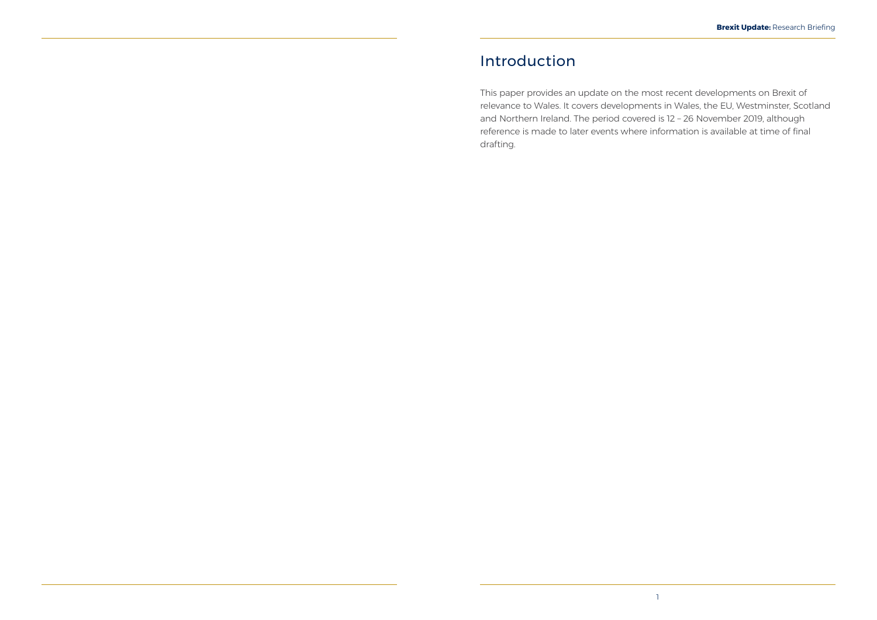# Introduction

This paper provides an update on the most recent developments on Brexit of relevance to Wales. It covers developments in Wales, the EU, Westminster, Scotland and Northern Ireland. The period covered is 12 – 26 November 2019, although reference is made to later events where information is available at time of final drafting.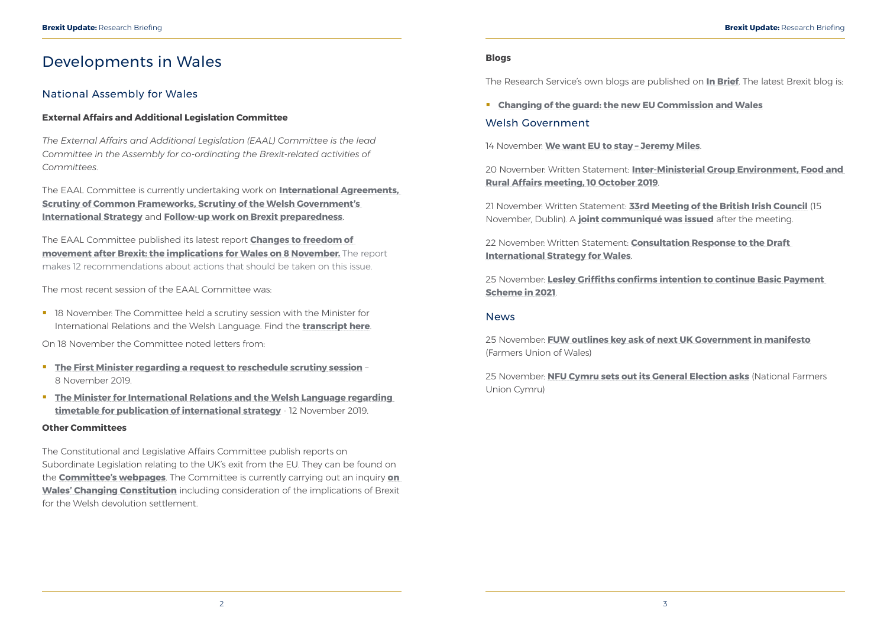# Developments in Wales

## National Assembly for Wales

**External Affairs and Additional Legislation Committee**

*The External Affairs and Additional Legislation (EAAL) Committee is the lead Committee in the Assembly for co-ordinating the Brexit-related activities of Committees.*

The EAAL Committee is currently undertaking work on **International Agreements, Scrutiny of Common Frameworks, Scrutiny of the Welsh Government's International Strategy** and **Follow-up work on Brexit preparedness**.

The EAAL Committee published its latest report **Changes to freedom of movement after Brexit: the implications for Wales on 8 November.** The report makes 12 recommendations about actions that should be taken on this issue.

The most recent session of the EAAL Committee was:

- 18 November: The Committee held a scrutiny session with the Minister for International Relations and the Welsh Language. Find the **transcript here**.

On 18 November the Committee noted letters from:

- **The First Minister regarding a request to reschedule scrutiny session** – 8 November 2019.
- **The Minister for International Relations and the Welsh Language regarding timetable for publication of international strategy** - 12 November 2019.

**Other Committees**

The Constitutional and Legislative Affairs Committee publish reports on Subordinate Legislation relating to the UK's exit from the EU. They can be found on the **Committee's webpages**. The Committee is currently carrying out an inquiry **on Wales' Changing Constitution** including consideration of the implications of Brexit for the Welsh devolution settlement.

**Blogs**

The Research Service's own blogs are published on **In Brief**. The latest Brexit blog is:

- **Changing of the guard: the new EU Commission and Wales**

## Welsh Government

14 November: **We want EU to stay – Jeremy Miles**.

20 November: Written Statement: **Inter-Ministerial Group Environment, Food and Rural Affairs meeting, 10 October 2019**.

21 November: Written Statement: **33rd Meeting of the British Irish Council** (15 November, Dublin). A **joint communiqué was issued** after the meeting.

22 November: Written Statement: **Consultation Response to the Draft International Strategy for Wales**.

25 November: **Lesley Griffiths confirms intention to continue Basic Payment Scheme in 2021**.

## News

25 November: **FUW outlines key ask of next UK Government in manifesto** (Farmers Union of Wales)

25 November: **NFU Cymru sets out its General Election asks** (National Farmers Union Cymru)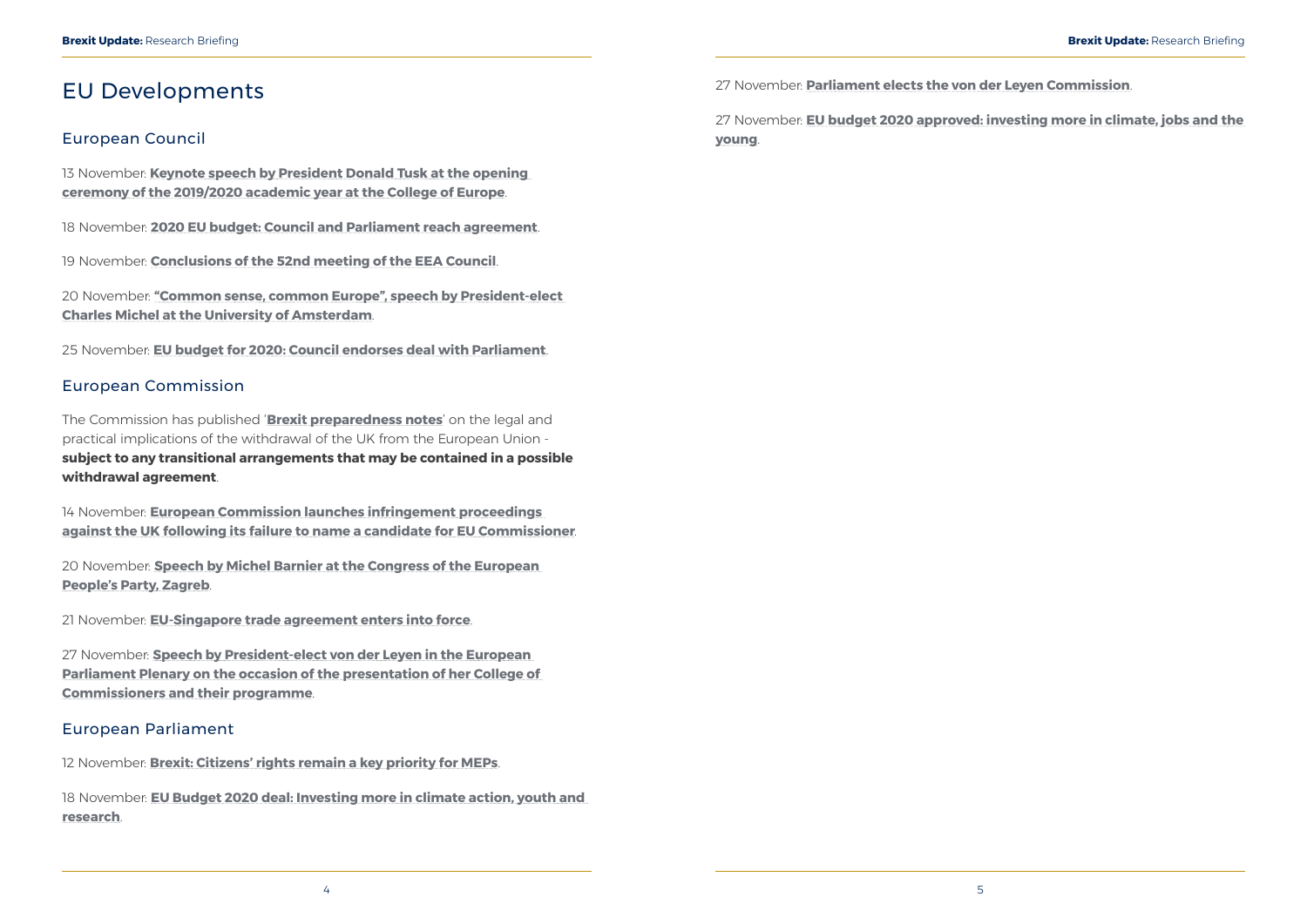# EU Developments

## European Council

13 November: **Keynote speech by President Donald Tusk at the opening ceremony of the 2019/2020 academic year at the College of Europe**.

18 November: **2020 EU budget: Council and Parliament reach agreement**.

19 November: **Conclusions of the 52nd meeting of the EEA Council**.

20 November: **"Common sense, common Europe", speech by President-elect Charles Michel at the University of Amsterdam**.

25 November: **EU budget for 2020: Council endorses deal with Parliament**.

## European Commission

The Commission has published '**Brexit preparedness notes**' on the legal and practical implications of the withdrawal of the UK from the European Union - **subject to any transitional arrangements that may be contained in a possible withdrawal agreement**.

14 November: **European Commission launches infringement proceedings against the UK following its failure to name a candidate for EU Commissioner**.

20 November: **Speech by Michel Barnier at the Congress of the European People's Party, Zagreb**.

21 November: **EU-Singapore trade agreement enters into force**.

27 November: **Speech by President-elect von der Leyen in the European Parliament Plenary on the occasion of the presentation of her College of Commissioners and their programme**.

## European Parliament

12 November: **Brexit: Citizens' rights remain a key priority for MEPs**.

18 November: **EU Budget 2020 deal: Investing more in climate action, youth and research**.

27 November: **Parliament elects the von der Leyen Commission**.

27 November: **EU budget 2020 approved: investing more in climate, jobs and the young**.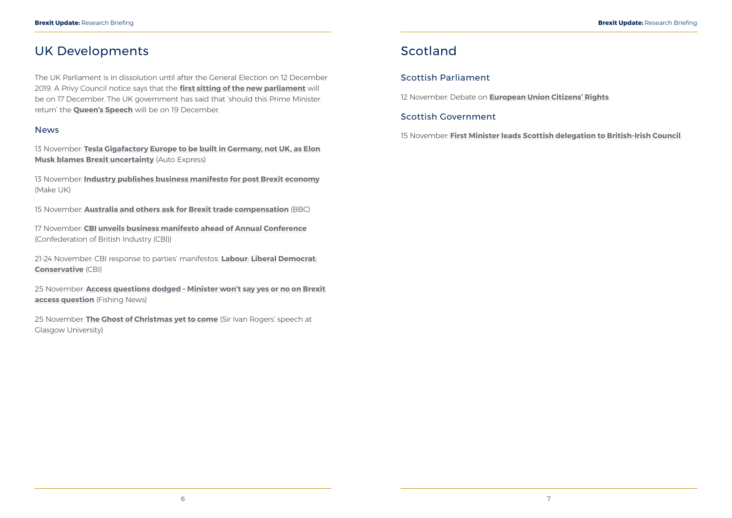# UK Developments

The UK Parliament is in dissolution until after the General Election on 12 December 2019. A Privy Council notice says that the **first sitting of the new parliament** will be on 17 December. The UK government has said that 'should this Prime Minister return' the **Queen's Speech** will be on 19 December.

## News

13 November: **Tesla Gigafactory Europe to be built in Germany, not UK, as Elon Musk blames Brexit uncertainty** (Auto Express)

13 November: **Industry publishes business manifesto for post Brexit economy** (Make UK)

15 November: **Australia and others ask for Brexit trade compensation** (BBC)

17 November: **CBI unveils business manifesto ahead of Annual Conference** (Confederation of British Industry (CBI))

21-24 November: CBI response to parties' manifestos: **Labour**; **Liberal Democrat**; **Conservative** (CBI)

25 November: **Access questions dodged – Minister won't say yes or no on Brexit access question** (Fishing News)

25 November: **The Ghost of Christmas yet to come** (Sir Ivan Rogers' speech at Glasgow University)

# Scotland

## Scottish Parliament

12 November: Debate on **European Union Citizens' Rights**.

## Scottish Government

15 November: **First Minister leads Scottish delegation to British-Irish Council**.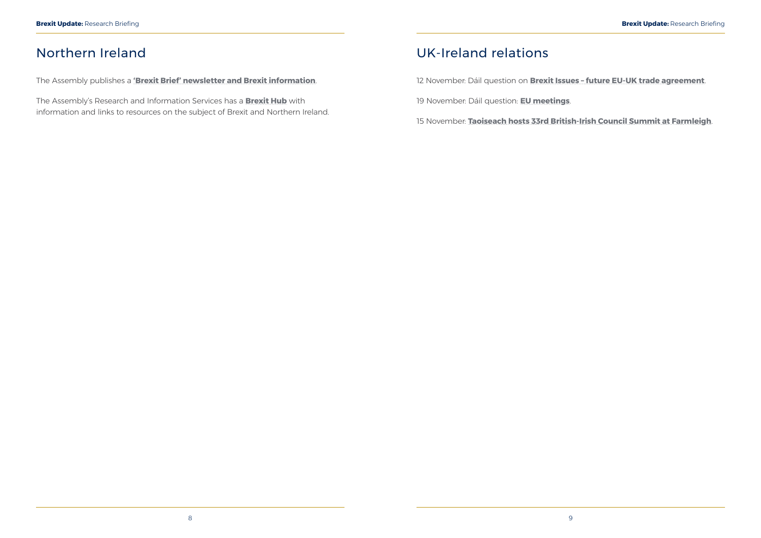## Northern Ireland

The Assembly publishes a **'Brexit Brief' newsletter and Brexit information**.

The Assembly's Research and Information Services has a **Brexit Hub** with information and links to resources on the subject of Brexit and Northern Ireland.

## UK-Ireland relations

12 November: Dáil question on **Brexit Issues – future EU-UK trade agreement**.

19 November: Dáil question: **EU meetings**.

15 November: **Taoiseach hosts 33rd British-Irish Council Summit at Farmleigh**.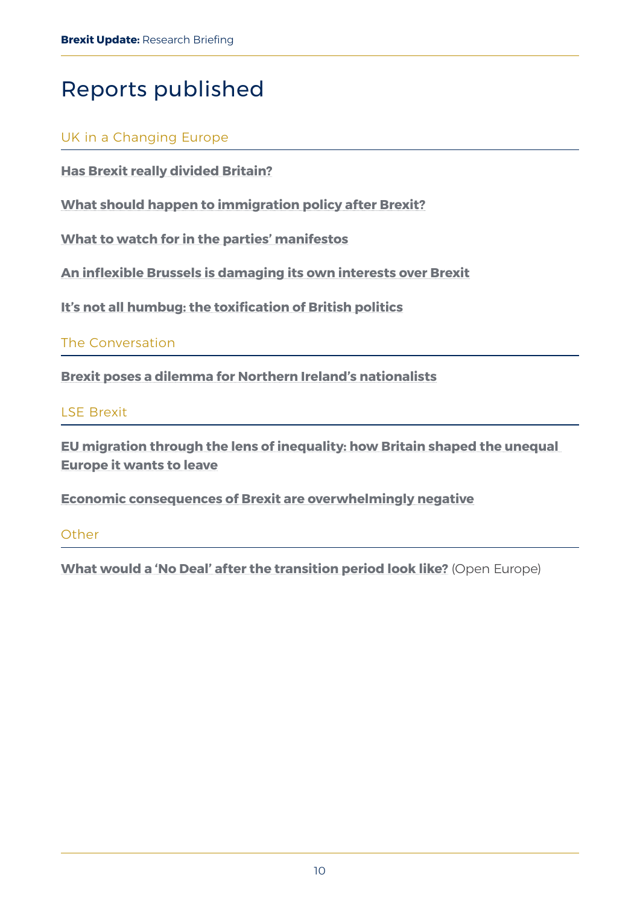# Reports published

## UK in a Changing Europe

**Has Brexit really divided Britain?**

**What should happen to immigration policy after Brexit?**

**What to watch for in the parties' manifestos**

**An inflexible Brussels is damaging its own interests over Brexit**

**It's not all humbug: the toxification of British politics**

## The Conversation

**Brexit poses a dilemma for Northern Ireland's nationalists**

## LSE Brexit

**EU migration through the lens of inequality: how Britain shaped the unequal Europe it wants to leave**

**Economic consequences of Brexit are overwhelmingly negative**

## Other

**What would a 'No Deal' after the transition period look like?** (Open Europe)